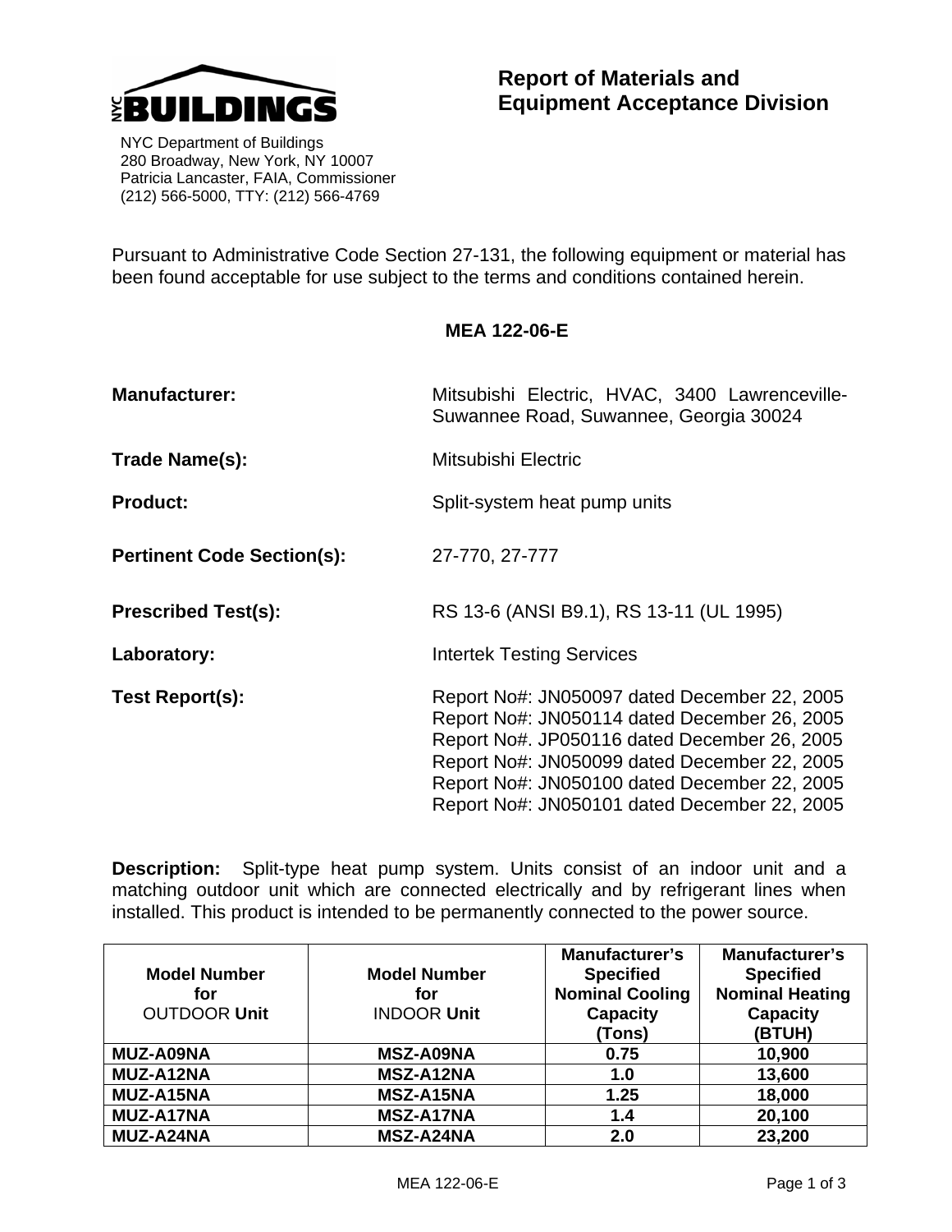NYC BUILDINGS

NYC Department of Buildings
280 Broadway, New York, NY 10007
Patricia Lancaster, FAIA, Commissioner
(212) 566-5000, TTY: (212) 566-4769

# Report of Materials and Equipment Acceptance Division

Pursuant to Administrative Code Section 27-131, the following equipment or material has been found acceptable for use subject to the terms and conditions contained herein.

**MEA 122-06-E**

**Manufacturer:** Mitsubishi Electric, HVAC, 3400 Lawrenceville-Suwannee Road, Suwannee, Georgia 30024

**Trade Name(s):** Mitsubishi Electric

**Product:** Split-system heat pump units

**Pertinent Code Section(s):** 27-770, 27-777

**Prescribed Test(s):** RS 13-6 (ANSI B9.1), RS 13-11 (UL 1995)

**Laboratory:** Intertek Testing Services

**Test Report(s):**
Report No#: JN050097 dated December 22, 2005
Report No#: JN050114 dated December 26, 2005
Report No#. JP050116 dated December 26, 2005
Report No#: JN050099 dated December 22, 2005
Report No#: JN050100 dated December 22, 2005
Report No#: JN050101 dated December 22, 2005

**Description:** Split-type heat pump system. Units consist of an indoor unit and a matching outdoor unit which are connected electrically and by refrigerant lines when installed. This product is intended to be permanently connected to the power source.

| **Model Number for** OUTDOOR **Unit** | **Model Number for** INDOOR **Unit** | **Manufacturer's Specified Nominal Cooling Capacity (Tons)** | **Manufacturer's Specified Nominal Heating Capacity (BTUH)** |
|---|---|---|---|
| **MUZ-A09NA** | **MSZ-A09NA** | **0.75** | **10,900** |
| **MUZ-A12NA** | **MSZ-A12NA** | **1.0** | **13,600** |
| **MUZ-A15NA** | **MSZ-A15NA** | **1.25** | **18,000** |
| **MUZ-A17NA** | **MSZ-A17NA** | **1.4** | **20,100** |
| **MUZ-A24NA** | **MSZ-A24NA** | **2.0** | **23,200** |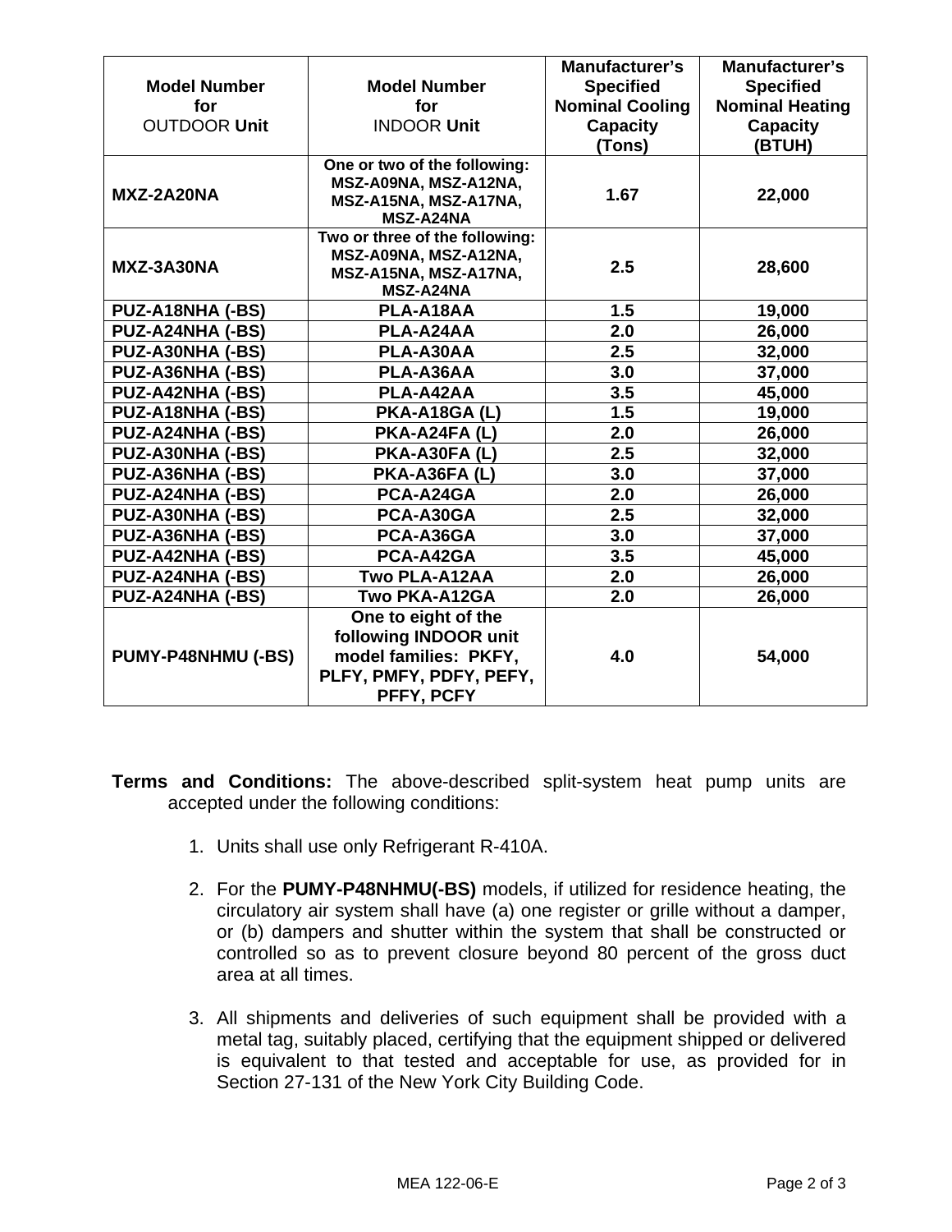| Model Number for OUTDOOR **Unit** | Model Number for INDOOR **Unit** | Manufacturer's Specified Nominal Cooling Capacity (Tons) | Manufacturer's Specified Nominal Heating Capacity (BTUH) |
|---|---|---|---|
| **MXZ-2A20NA** | **One or two of the following: MSZ-A09NA, MSZ-A12NA, MSZ-A15NA, MSZ-A17NA, MSZ-A24NA** | **1.67** | **22,000** |
| **MXZ-3A30NA** | **Two or three of the following: MSZ-A09NA, MSZ-A12NA, MSZ-A15NA, MSZ-A17NA, MSZ-A24NA** | **2.5** | **28,600** |
| **PUZ-A18NHA (-BS)** | **PLA-A18AA** | **1.5** | **19,000** |
| **PUZ-A24NHA (-BS)** | **PLA-A24AA** | **2.0** | **26,000** |
| **PUZ-A30NHA (-BS)** | **PLA-A30AA** | **2.5** | **32,000** |
| **PUZ-A36NHA (-BS)** | **PLA-A36AA** | **3.0** | **37,000** |
| **PUZ-A42NHA (-BS)** | **PLA-A42AA** | **3.5** | **45,000** |
| **PUZ-A18NHA (-BS)** | **PKA-A18GA (L)** | **1.5** | **19,000** |
| **PUZ-A24NHA (-BS)** | **PKA-A24FA (L)** | **2.0** | **26,000** |
| **PUZ-A30NHA (-BS)** | **PKA-A30FA (L)** | **2.5** | **32,000** |
| **PUZ-A36NHA (-BS)** | **PKA-A36FA (L)** | **3.0** | **37,000** |
| **PUZ-A24NHA (-BS)** | **PCA-A24GA** | **2.0** | **26,000** |
| **PUZ-A30NHA (-BS)** | **PCA-A30GA** | **2.5** | **32,000** |
| **PUZ-A36NHA (-BS)** | **PCA-A36GA** | **3.0** | **37,000** |
| **PUZ-A42NHA (-BS)** | **PCA-A42GA** | **3.5** | **45,000** |
| **PUZ-A24NHA (-BS)** | **Two PLA-A12AA** | **2.0** | **26,000** |
| **PUZ-A24NHA (-BS)** | **Two PKA-A12GA** | **2.0** | **26,000** |
| **PUMY-P48NHMU (-BS)** | **One to eight of the following INDOOR unit model families: PKFY, PLFY, PMFY, PDFY, PEFY, PFFY, PCFY** | **4.0** | **54,000** |

**Terms and Conditions:** The above-described split-system heat pump units are accepted under the following conditions:

1. Units shall use only Refrigerant R-410A.

2. For the **PUMY-P48NHMU(-BS)** models, if utilized for residence heating, the circulatory air system shall have (a) one register or grille without a damper, or (b) dampers and shutter within the system that shall be constructed or controlled so as to prevent closure beyond 80 percent of the gross duct area at all times.

3. All shipments and deliveries of such equipment shall be provided with a metal tag, suitably placed, certifying that the equipment shipped or delivered is equivalent to that tested and acceptable for use, as provided for in Section 27-131 of the New York City Building Code.

MEA 122-06-E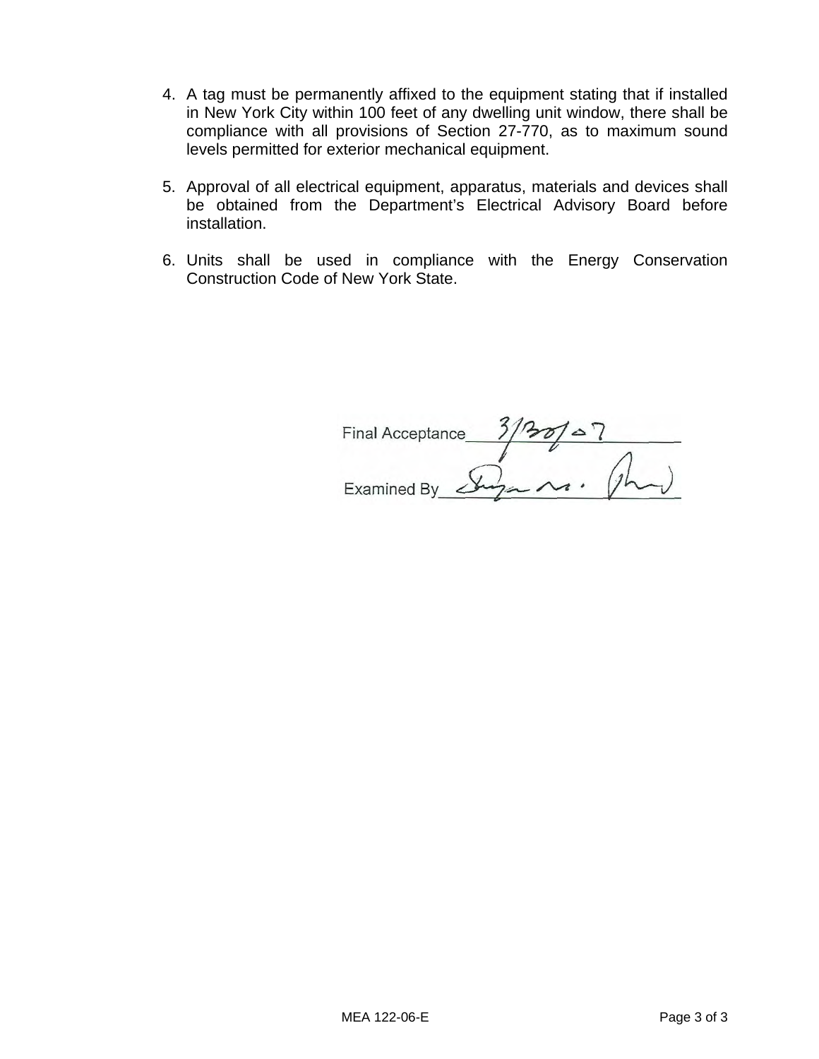4. A tag must be permanently affixed to the equipment stating that if installed in New York City within 100 feet of any dwelling unit window, there shall be compliance with all provisions of Section 27-770, as to maximum sound levels permitted for exterior mechanical equipment.

5. Approval of all electrical equipment, apparatus, materials and devices shall be obtained from the Department's Electrical Advisory Board before installation.

6. Units shall be used in compliance with the Energy Conservation Construction Code of New York State.

Final Acceptance 3/30/07

Examined By